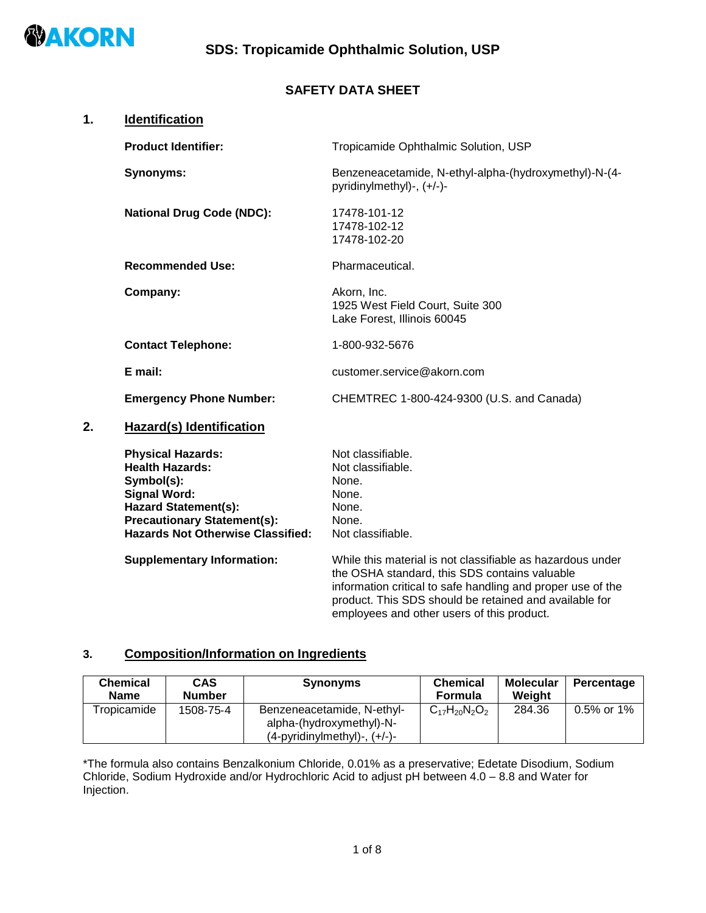# SDS: Tropicamide Ophthalmic Solution, USP

## SAFETY DATA SHEET

## 1. Identification

**Product Identifier:** Tropicamide Ophthalmic Solution, USP

**Synonyms:** Benzeneacetamide, N-ethyl-alpha-(hydroxymethyl)-N-(4-pyridinylmethyl)-, (+/-)-

**National Drug Code (NDC):** 17478-101-12
17478-102-12
17478-102-20

**Recommended Use:** Pharmaceutical.

**Company:** Akorn, Inc.
1925 West Field Court, Suite 300
Lake Forest, Illinois 60045

**Contact Telephone:** 1-800-932-5676

**E mail:** customer.service@akorn.com

**Emergency Phone Number:** CHEMTREC 1-800-424-9300 (U.S. and Canada)

## 2. Hazard(s) Identification

**Physical Hazards:** Not classifiable.
**Health Hazards:** Not classifiable.
**Symbol(s):** None.
**Signal Word:** None.
**Hazard Statement(s):** None.
**Precautionary Statement(s):** None.
**Hazards Not Otherwise Classified:** Not classifiable.

**Supplementary Information:** While this material is not classifiable as hazardous under the OSHA standard, this SDS contains valuable information critical to safe handling and proper use of the product. This SDS should be retained and available for employees and other users of this product.

## 3. Composition/Information on Ingredients

| Chemical Name | CAS Number | Synonyms | Chemical Formula | Molecular Weight | Percentage |
|---|---|---|---|---|---|
| Tropicamide | 1508-75-4 | Benzeneacetamide, N-ethyl-alpha-(hydroxymethyl)-N-(4-pyridinylmethyl)-, (+/-)- | $C_{17}H_{20}N_2O_2$ | 284.36 | 0.5% or 1% |

*The formula also contains Benzalkonium Chloride, 0.01% as a preservative; Edetate Disodium, Sodium Chloride, Sodium Hydroxide and/or Hydrochloric Acid to adjust pH between 4.0 – 8.8 and Water for Injection.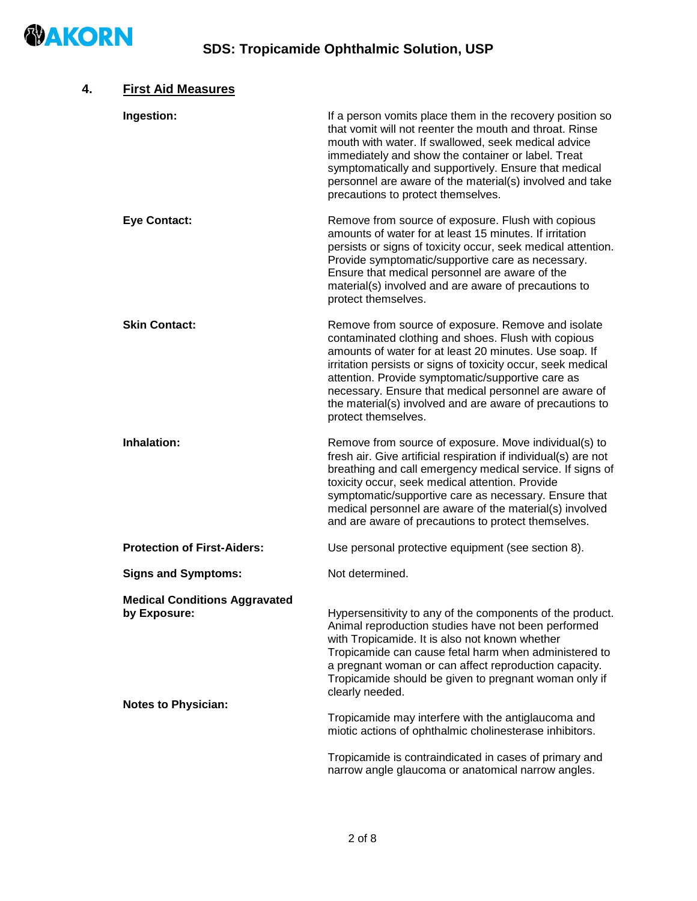## 4. First Aid Measures

**Ingestion:**

If a person vomits place them in the recovery position so that vomit will not reenter the mouth and throat. Rinse mouth with water. If swallowed, seek medical advice immediately and show the container or label. Treat symptomatically and supportively. Ensure that medical personnel are aware of the material(s) involved and take precautions to protect themselves.

**Eye Contact:**

Remove from source of exposure. Flush with copious amounts of water for at least 15 minutes. If irritation persists or signs of toxicity occur, seek medical attention. Provide symptomatic/supportive care as necessary. Ensure that medical personnel are aware of the material(s) involved and are aware of precautions to protect themselves.

**Skin Contact:**

Remove from source of exposure. Remove and isolate contaminated clothing and shoes. Flush with copious amounts of water for at least 20 minutes. Use soap. If irritation persists or signs of toxicity occur, seek medical attention. Provide symptomatic/supportive care as necessary. Ensure that medical personnel are aware of the material(s) involved and are aware of precautions to protect themselves.

**Inhalation:**

Remove from source of exposure. Move individual(s) to fresh air. Give artificial respiration if individual(s) are not breathing and call emergency medical service. If signs of toxicity occur, seek medical attention. Provide symptomatic/supportive care as necessary. Ensure that medical personnel are aware of the material(s) involved and are aware of precautions to protect themselves.

**Protection of First-Aiders:**

Use personal protective equipment (see section 8).

**Signs and Symptoms:**

Not determined.

**Medical Conditions Aggravated by Exposure:**

Hypersensitivity to any of the components of the product. Animal reproduction studies have not been performed with Tropicamide. It is also not known whether Tropicamide can cause fetal harm when administered to a pregnant woman or can affect reproduction capacity. Tropicamide should be given to pregnant woman only if clearly needed.

**Notes to Physician:**

Tropicamide may interfere with the antiglaucoma and miotic actions of ophthalmic cholinesterase inhibitors.

Tropicamide is contraindicated in cases of primary and narrow angle glaucoma or anatomical narrow angles.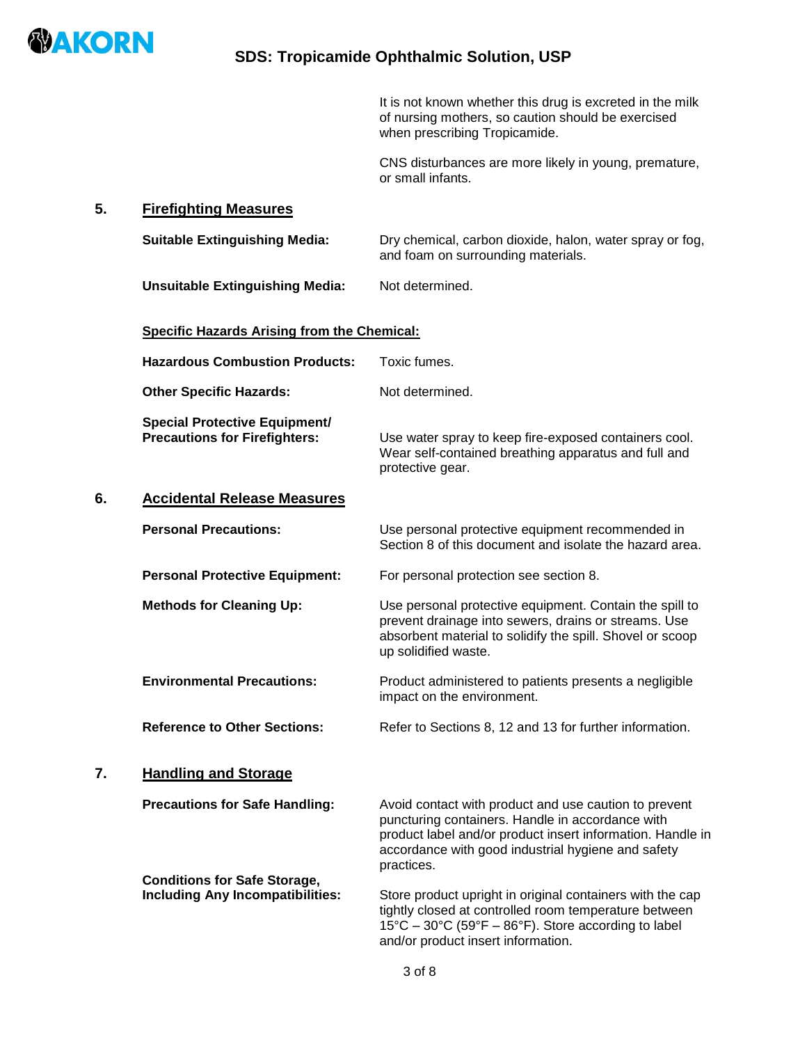It is not known whether this drug is excreted in the milk of nursing mothers, so caution should be exercised when prescribing Tropicamide.

CNS disturbances are more likely in young, premature, or small infants.

## 5. Firefighting Measures

**Suitable Extinguishing Media:** Dry chemical, carbon dioxide, halon, water spray or fog, and foam on surrounding materials.

**Unsuitable Extinguishing Media:** Not determined.

**Specific Hazards Arising from the Chemical:**

**Hazardous Combustion Products:** Toxic fumes.

**Other Specific Hazards:** Not determined.

**Special Protective Equipment/ Precautions for Firefighters:** Use water spray to keep fire-exposed containers cool. Wear self-contained breathing apparatus and full and protective gear.

## 6. Accidental Release Measures

**Personal Precautions:** Use personal protective equipment recommended in Section 8 of this document and isolate the hazard area.

**Personal Protective Equipment:** For personal protection see section 8.

**Methods for Cleaning Up:** Use personal protective equipment. Contain the spill to prevent drainage into sewers, drains or streams. Use absorbent material to solidify the spill. Shovel or scoop up solidified waste.

**Environmental Precautions:** Product administered to patients presents a negligible impact on the environment.

**Reference to Other Sections:** Refer to Sections 8, 12 and 13 for further information.

## 7. Handling and Storage

**Precautions for Safe Handling:** Avoid contact with product and use caution to prevent puncturing containers. Handle in accordance with product label and/or product insert information. Handle in accordance with good industrial hygiene and safety practices.

**Conditions for Safe Storage, Including Any Incompatibilities:** Store product upright in original containers with the cap tightly closed at controlled room temperature between 15°C – 30°C (59°F – 86°F). Store according to label and/or product insert information.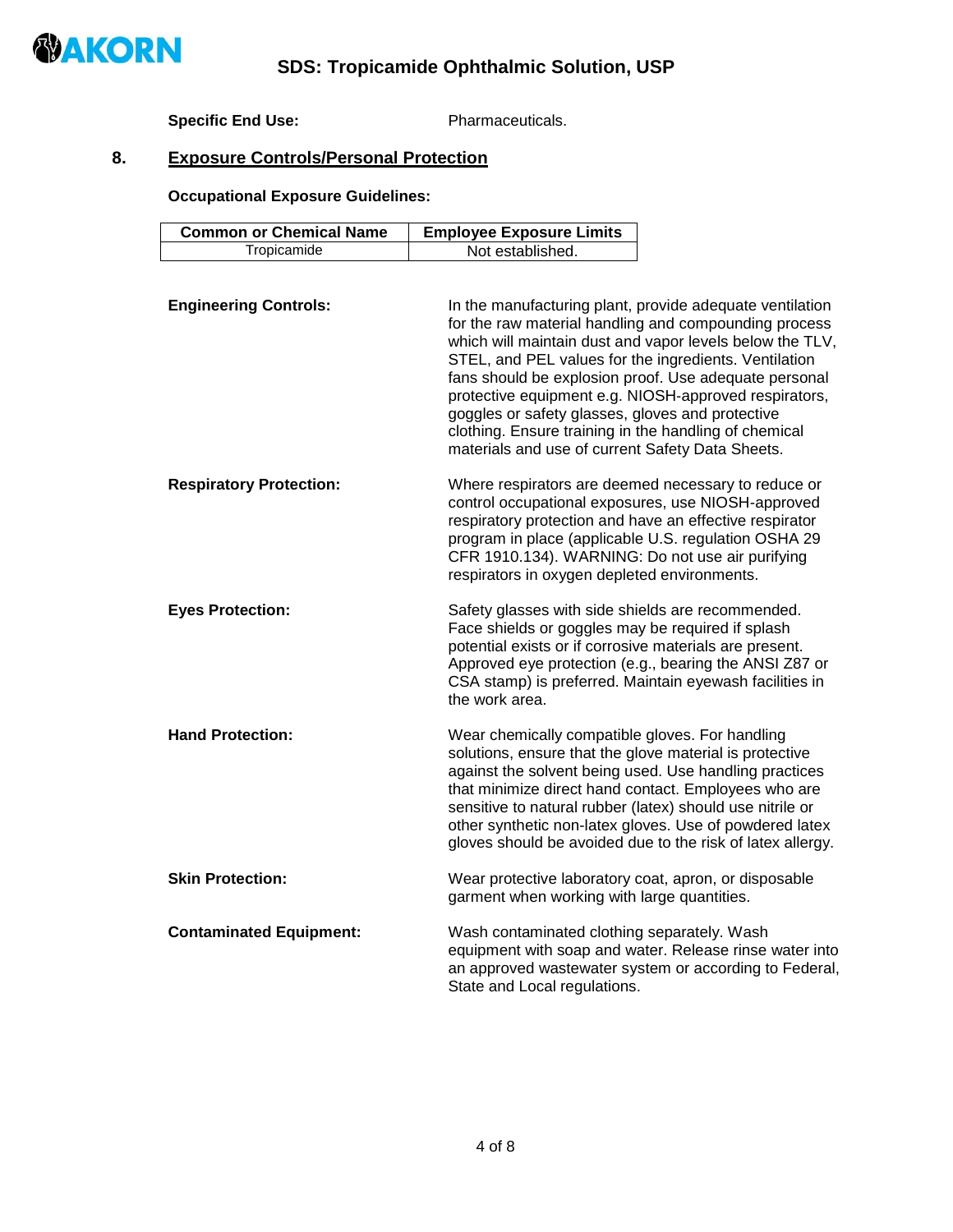**Specific End Use:** Pharmaceuticals.

## 8. Exposure Controls/Personal Protection

**Occupational Exposure Guidelines:**

| Common or Chemical Name | Employee Exposure Limits |
| --- | --- |
| Tropicamide | Not established. |

**Engineering Controls:** In the manufacturing plant, provide adequate ventilation for the raw material handling and compounding process which will maintain dust and vapor levels below the TLV, STEL, and PEL values for the ingredients. Ventilation fans should be explosion proof. Use adequate personal protective equipment e.g. NIOSH-approved respirators, goggles or safety glasses, gloves and protective clothing. Ensure training in the handling of chemical materials and use of current Safety Data Sheets.

**Respiratory Protection:** Where respirators are deemed necessary to reduce or control occupational exposures, use NIOSH-approved respiratory protection and have an effective respirator program in place (applicable U.S. regulation OSHA 29 CFR 1910.134). WARNING: Do not use air purifying respirators in oxygen depleted environments.

**Eyes Protection:** Safety glasses with side shields are recommended. Face shields or goggles may be required if splash potential exists or if corrosive materials are present. Approved eye protection (e.g., bearing the ANSI Z87 or CSA stamp) is preferred. Maintain eyewash facilities in the work area.

**Hand Protection:** Wear chemically compatible gloves. For handling solutions, ensure that the glove material is protective against the solvent being used. Use handling practices that minimize direct hand contact. Employees who are sensitive to natural rubber (latex) should use nitrile or other synthetic non-latex gloves. Use of powdered latex gloves should be avoided due to the risk of latex allergy.

**Skin Protection:** Wear protective laboratory coat, apron, or disposable garment when working with large quantities.

**Contaminated Equipment:** Wash contaminated clothing separately. Wash equipment with soap and water. Release rinse water into an approved wastewater system or according to Federal, State and Local regulations.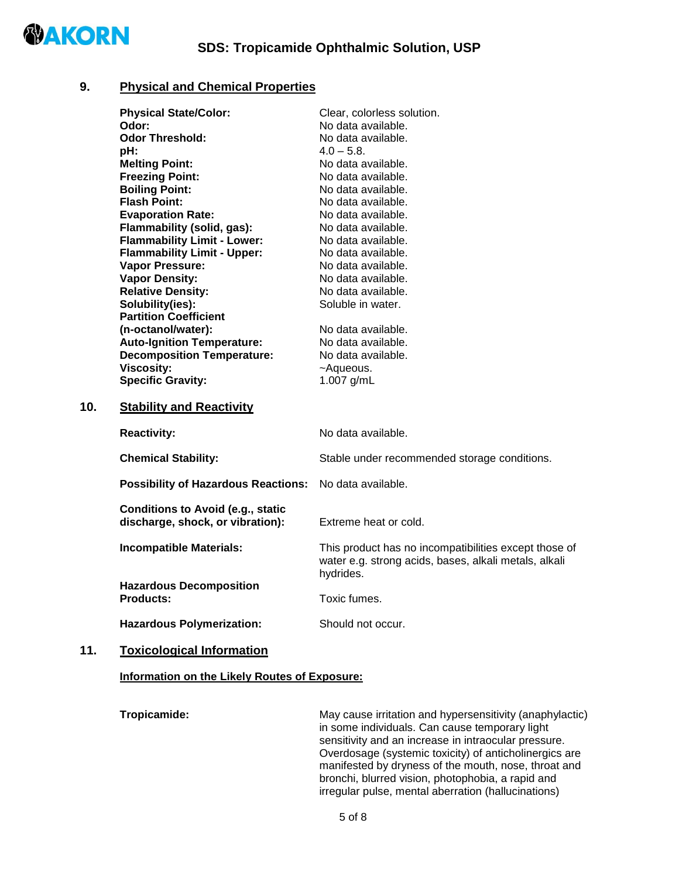## 9. Physical and Chemical Properties

| | |
|---|---|
| **Physical State/Color:** | Clear, colorless solution. |
| **Odor:** | No data available. |
| **Odor Threshold:** | No data available. |
| **pH:** | 4.0 – 5.8. |
| **Melting Point:** | No data available. |
| **Freezing Point:** | No data available. |
| **Boiling Point:** | No data available. |
| **Flash Point:** | No data available. |
| **Evaporation Rate:** | No data available. |
| **Flammability (solid, gas):** | No data available. |
| **Flammability Limit - Lower:** | No data available. |
| **Flammability Limit - Upper:** | No data available. |
| **Vapor Pressure:** | No data available. |
| **Vapor Density:** | No data available. |
| **Relative Density:** | No data available. |
| **Solubility(ies):** | Soluble in water. |
| **Partition Coefficient (n-octanol/water):** | No data available. |
| **Auto-Ignition Temperature:** | No data available. |
| **Decomposition Temperature:** | No data available. |
| **Viscosity:** | ~Aqueous. |
| **Specific Gravity:** | 1.007 g/mL |

## 10. Stability and Reactivity

| | |
|---|---|
| **Reactivity:** | No data available. |
| **Chemical Stability:** | Stable under recommended storage conditions. |
| **Possibility of Hazardous Reactions:** | No data available. |
| **Conditions to Avoid (e.g., static discharge, shock, or vibration):** | Extreme heat or cold. |
| **Incompatible Materials:** | This product has no incompatibilities except those of water e.g. strong acids, bases, alkali metals, alkali hydrides. |
| **Hazardous Decomposition Products:** | Toxic fumes. |
| **Hazardous Polymerization:** | Should not occur. |

## 11. Toxicological Information

**Information on the Likely Routes of Exposure:**

**Tropicamide:** May cause irritation and hypersensitivity (anaphylactic) in some individuals. Can cause temporary light sensitivity and an increase in intraocular pressure. Overdosage (systemic toxicity) of anticholinergics are manifested by dryness of the mouth, nose, throat and bronchi, blurred vision, photophobia, a rapid and irregular pulse, mental aberration (hallucinations)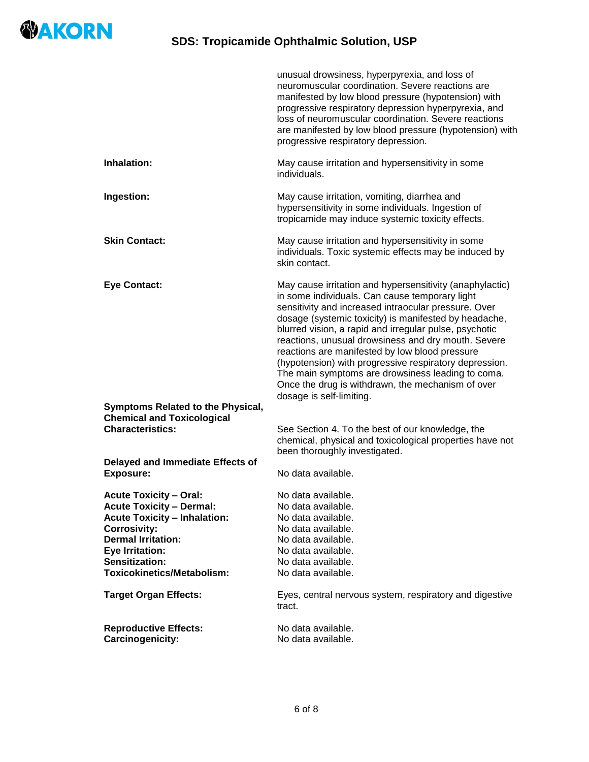unusual drowsiness, hyperpyrexia, and loss of neuromuscular coordination. Severe reactions are manifested by low blood pressure (hypotension) with progressive respiratory depression hyperpyrexia, and loss of neuromuscular coordination. Severe reactions are manifested by low blood pressure (hypotension) with progressive respiratory depression.

**Inhalation:** May cause irritation and hypersensitivity in some individuals.

**Ingestion:** May cause irritation, vomiting, diarrhea and hypersensitivity in some individuals. Ingestion of tropicamide may induce systemic toxicity effects.

**Skin Contact:** May cause irritation and hypersensitivity in some individuals. Toxic systemic effects may be induced by skin contact.

**Eye Contact:** May cause irritation and hypersensitivity (anaphylactic) in some individuals. Can cause temporary light sensitivity and increased intraocular pressure. Over dosage (systemic toxicity) is manifested by headache, blurred vision, a rapid and irregular pulse, psychotic reactions, unusual drowsiness and dry mouth. Severe reactions are manifested by low blood pressure (hypotension) with progressive respiratory depression. The main symptoms are drowsiness leading to coma. Once the drug is withdrawn, the mechanism of over dosage is self-limiting.

**Symptoms Related to the Physical, Chemical and Toxicological Characteristics:** See Section 4. To the best of our knowledge, the chemical, physical and toxicological properties have not been thoroughly investigated.

**Delayed and Immediate Effects of Exposure:** No data available.

**Acute Toxicity – Oral:** No data available.
**Acute Toxicity – Dermal:** No data available.
**Acute Toxicity – Inhalation:** No data available.
**Corrosivity:** No data available.
**Dermal Irritation:** No data available.
**Eye Irritation:** No data available.
**Sensitization:** No data available.
**Toxicokinetics/Metabolism:** No data available.

**Target Organ Effects:** Eyes, central nervous system, respiratory and digestive tract.

**Reproductive Effects:** No data available.
**Carcinogenicity:** No data available.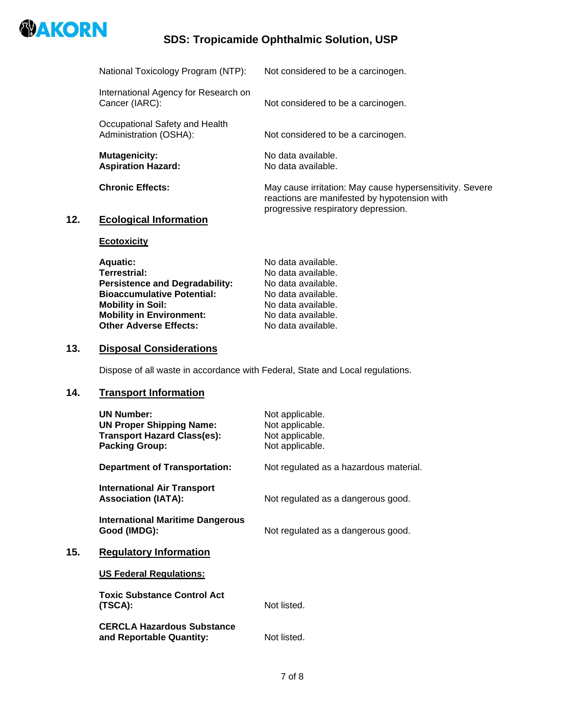| | |
|---|---|
| National Toxicology Program (NTP): | Not considered to be a carcinogen. |
| International Agency for Research on Cancer (IARC): | Not considered to be a carcinogen. |
| Occupational Safety and Health Administration (OSHA): | Not considered to be a carcinogen. |

**Mutagenicity:** No data available.
**Aspiration Hazard:** No data available.

**Chronic Effects:** May cause irritation: May cause hypersensitivity. Severe reactions are manifested by hypotension with progressive respiratory depression.

## 12. Ecological Information

### Ecotoxicity

| | |
|---|---|
| **Aquatic:** | No data available. |
| **Terrestrial:** | No data available. |
| **Persistence and Degradability:** | No data available. |
| **Bioaccumulative Potential:** | No data available. |
| **Mobility in Soil:** | No data available. |
| **Mobility in Environment:** | No data available. |
| **Other Adverse Effects:** | No data available. |

## 13. Disposal Considerations

Dispose of all waste in accordance with Federal, State and Local regulations.

## 14. Transport Information

| | |
|---|---|
| **UN Number:** | Not applicable. |
| **UN Proper Shipping Name:** | Not applicable. |
| **Transport Hazard Class(es):** | Not applicable. |
| **Packing Group:** | Not applicable. |
| **Department of Transportation:** | Not regulated as a hazardous material. |
| **International Air Transport Association (IATA):** | Not regulated as a dangerous good. |
| **International Maritime Dangerous Good (IMDG):** | Not regulated as a dangerous good. |

## 15. Regulatory Information

### US Federal Regulations:

| | |
|---|---|
| **Toxic Substance Control Act (TSCA):** | Not listed. |
| **CERCLA Hazardous Substance and Reportable Quantity:** | Not listed. |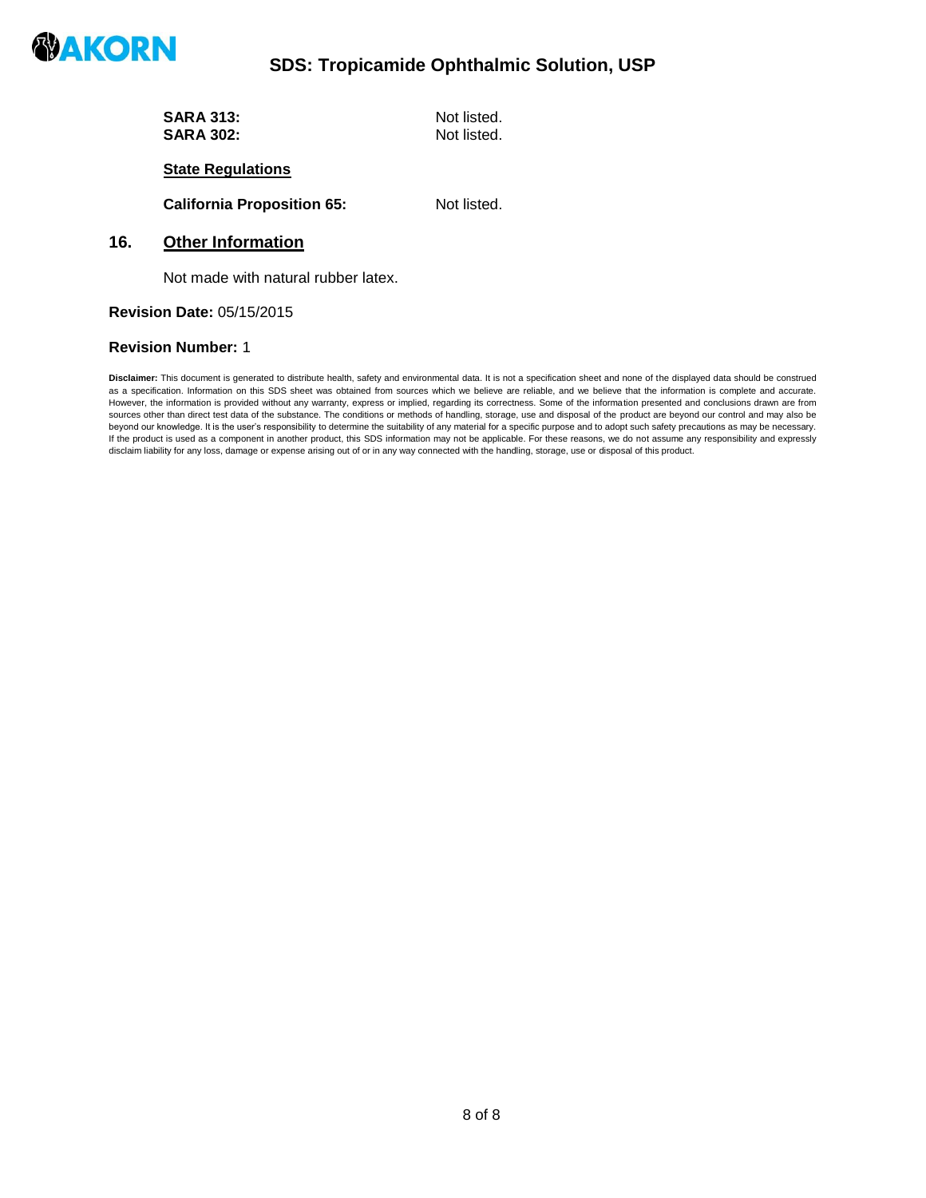**SARA 313:** Not listed.
**SARA 302:** Not listed.

**State Regulations**

**California Proposition 65:** Not listed.

## 16. Other Information

Not made with natural rubber latex.

**Revision Date:** 05/15/2015

**Revision Number:** 1

**Disclaimer:** This document is generated to distribute health, safety and environmental data. It is not a specification sheet and none of the displayed data should be construed as a specification. Information on this SDS sheet was obtained from sources which we believe are reliable, and we believe that the information is complete and accurate. However, the information is provided without any warranty, express or implied, regarding its correctness. Some of the information presented and conclusions drawn are from sources other than direct test data of the substance. The conditions or methods of handling, storage, use and disposal of the product are beyond our control and may also be beyond our knowledge. It is the user's responsibility to determine the suitability of any material for a specific purpose and to adopt such safety precautions as may be necessary. If the product is used as a component in another product, this SDS information may not be applicable. For these reasons, we do not assume any responsibility and expressly disclaim liability for any loss, damage or expense arising out of or in any way connected with the handling, storage, use or disposal of this product.